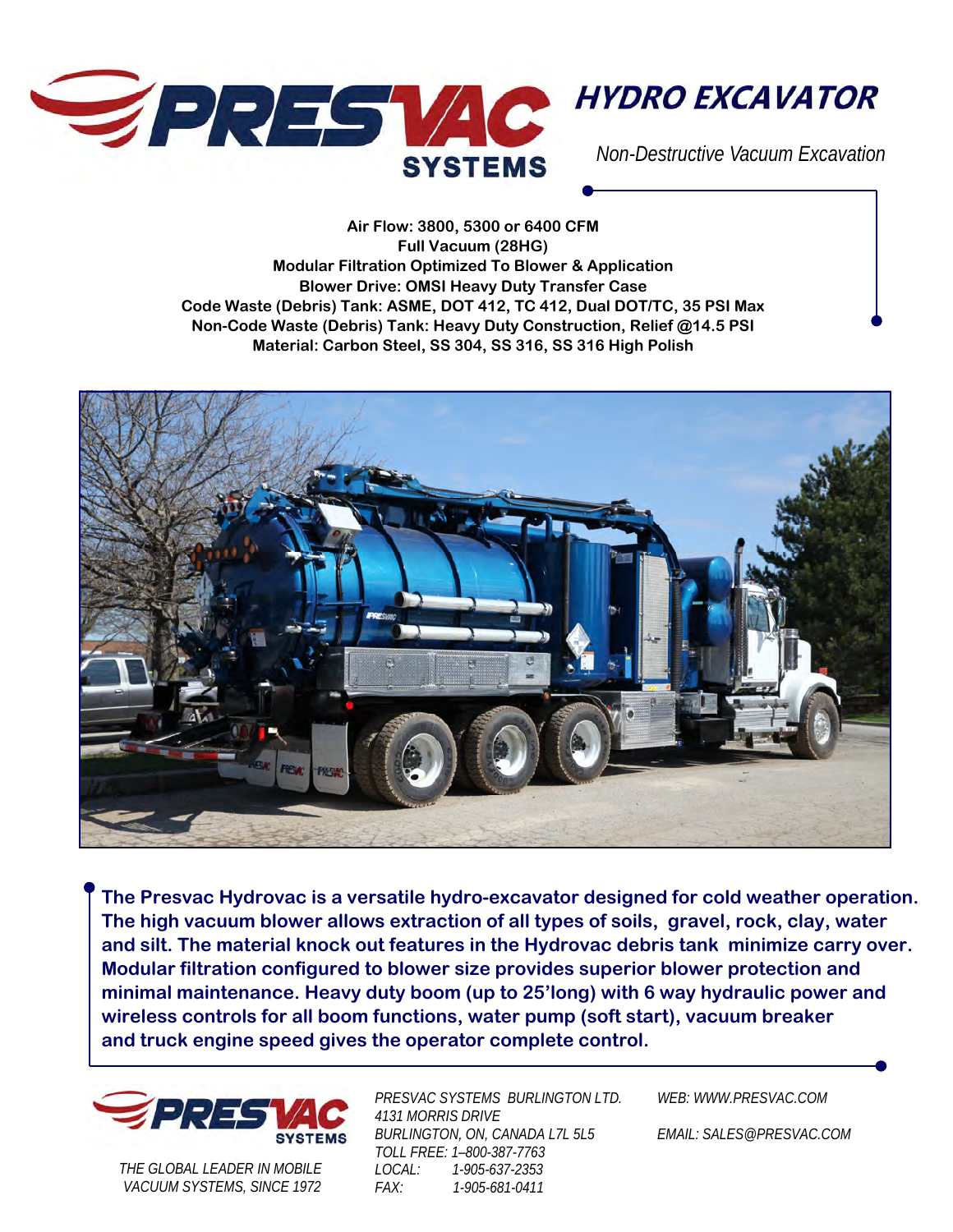# PRESVAC SYSTEMS

## HYDRO EXCAVATOR

*Non-Destructive Vacuum Excavation*

**Air Flow: 3800, 5300 or 6400 CFM**
**Full Vacuum (28HG)**
**Modular Filtration Optimized To Blower & Application**
**Blower Drive: OMSI Heavy Duty Transfer Case**
**Code Waste (Debris) Tank: ASME, DOT 412, TC 412, Dual DOT/TC, 35 PSI Max**
**Non-Code Waste (Debris) Tank: Heavy Duty Construction, Relief @14.5 PSI**
**Material: Carbon Steel, SS 304, SS 316, SS 316 High Polish**

**The Presvac Hydrovac is a versatile hydro-excavator designed for cold weather operation. The high vacuum blower allows extraction of all types of soils, gravel, rock, clay, water and silt. The material knock out features in the Hydrovac debris tank minimize carry over. Modular filtration configured to blower size provides superior blower protection and minimal maintenance. Heavy duty boom (up to 25'long) with 6 way hydraulic power and wireless controls for all boom functions, water pump (soft start), vacuum breaker and truck engine speed gives the operator complete control.**

PRESVAC SYSTEMS

*THE GLOBAL LEADER IN MOBILE VACUUM SYSTEMS, SINCE 1972*

*PRESVAC SYSTEMS BURLINGTON LTD.*
*4131 MORRIS DRIVE*
*BURLINGTON, ON, CANADA L7L 5L5*
*TOLL FREE: 1–800-387-7763*
*LOCAL: 1-905-637-2353*
*FAX: 1-905-681-0411*

*WEB: WWW.PRESVAC.COM*

*EMAIL: SALES@PRESVAC.COM*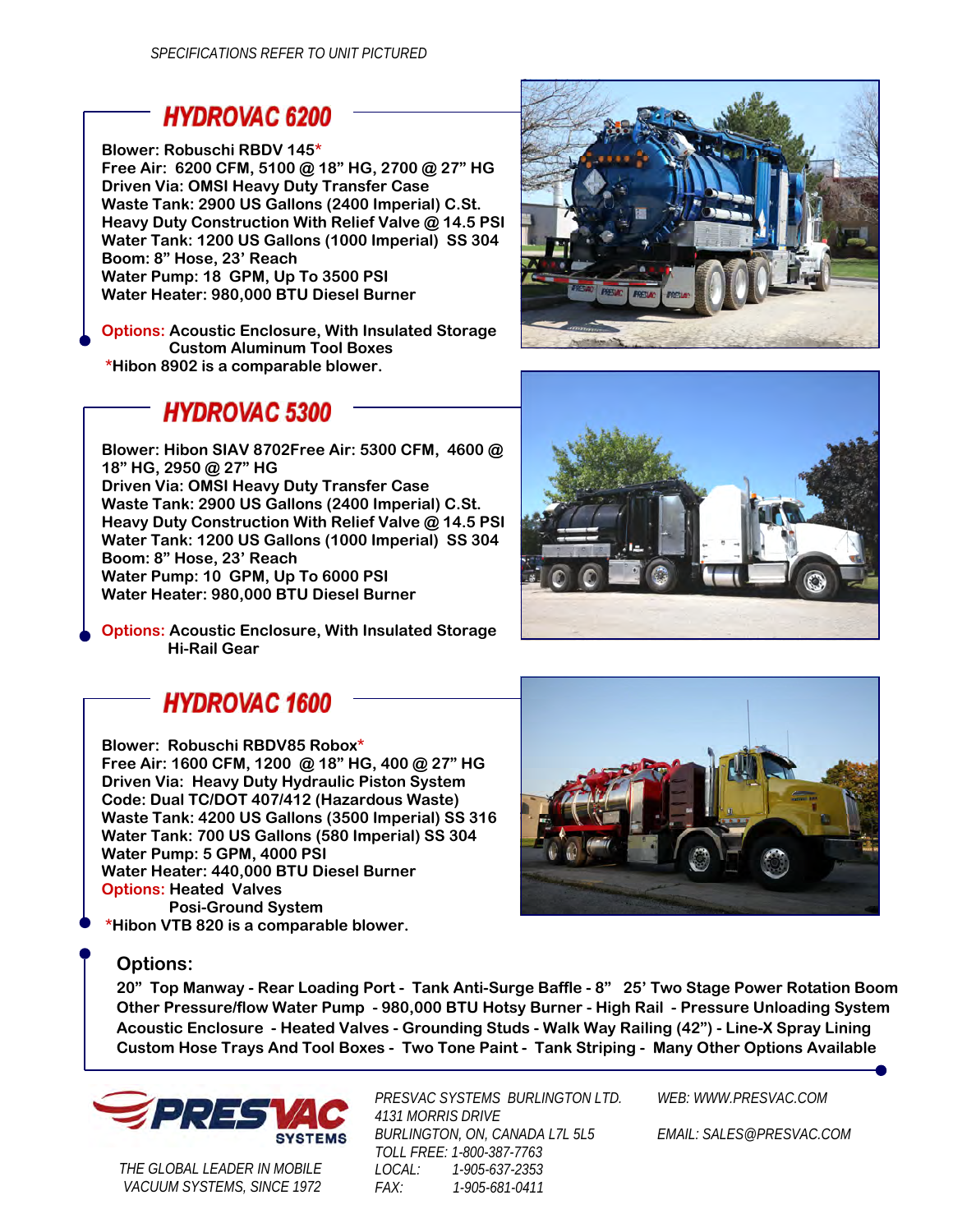*SPECIFICATIONS REFER TO UNIT PICTURED*

## HYDROVAC 6200

**Blower: Robuschi RBDV 145***
**Free Air: 6200 CFM, 5100 @ 18" HG, 2700 @ 27" HG**
**Driven Via: OMSI Heavy Duty Transfer Case**
**Waste Tank: 2900 US Gallons (2400 Imperial) C.St.**
**Heavy Duty Construction With Relief Valve @ 14.5 PSI**
**Water Tank: 1200 US Gallons (1000 Imperial) SS 304**
**Boom: 8" Hose, 23' Reach**
**Water Pump: 18 GPM, Up To 3500 PSI**
**Water Heater: 980,000 BTU Diesel Burner**

**Options: Acoustic Enclosure, With Insulated Storage**
**Custom Aluminum Tool Boxes**
***Hibon 8902 is a comparable blower.**

## HYDROVAC 5300

**Blower: Hibon SIAV 8702Free Air: 5300 CFM, 4600 @ 18" HG, 2950 @ 27" HG**
**Driven Via: OMSI Heavy Duty Transfer Case**
**Waste Tank: 2900 US Gallons (2400 Imperial) C.St.**
**Heavy Duty Construction With Relief Valve @ 14.5 PSI**
**Water Tank: 1200 US Gallons (1000 Imperial) SS 304**
**Boom: 8" Hose, 23' Reach**
**Water Pump: 10 GPM, Up To 6000 PSI**
**Water Heater: 980,000 BTU Diesel Burner**

**Options: Acoustic Enclosure, With Insulated Storage**
**Hi-Rail Gear**

## HYDROVAC 1600

**Blower: Robuschi RBDV85 Robox***
**Free Air: 1600 CFM, 1200 @ 18" HG, 400 @ 27" HG**
**Driven Via: Heavy Duty Hydraulic Piston System**
**Code: Dual TC/DOT 407/412 (Hazardous Waste)**
**Waste Tank: 4200 US Gallons (3500 Imperial) SS 316**
**Water Tank: 700 US Gallons (580 Imperial) SS 304**
**Water Pump: 5 GPM, 4000 PSI**
**Water Heater: 440,000 BTU Diesel Burner**
**Options: Heated Valves**
**Posi-Ground System**
***Hibon VTB 820 is a comparable blower.**

### Options:

**20" Top Manway - Rear Loading Port - Tank Anti-Surge Baffle - 8" 25' Two Stage Power Rotation Boom Other Pressure/flow Water Pump - 980,000 BTU Hotsy Burner - High Rail - Pressure Unloading System Acoustic Enclosure - Heated Valves - Grounding Studs - Walk Way Railing (42") - Line-X Spray Lining Custom Hose Trays And Tool Boxes - Two Tone Paint - Tank Striping - Many Other Options Available**

**PRESVAC SYSTEMS**

*THE GLOBAL LEADER IN MOBILE VACUUM SYSTEMS, SINCE 1972*

*PRESVAC SYSTEMS BURLINGTON LTD.*
*4131 MORRIS DRIVE*
*BURLINGTON, ON, CANADA L7L 5L5*
*TOLL FREE: 1-800-387-7763*
*LOCAL: 1-905-637-2353*
*FAX: 1-905-681-0411*

*WEB: WWW.PRESVAC.COM*

*EMAIL: SALES@PRESVAC.COM*